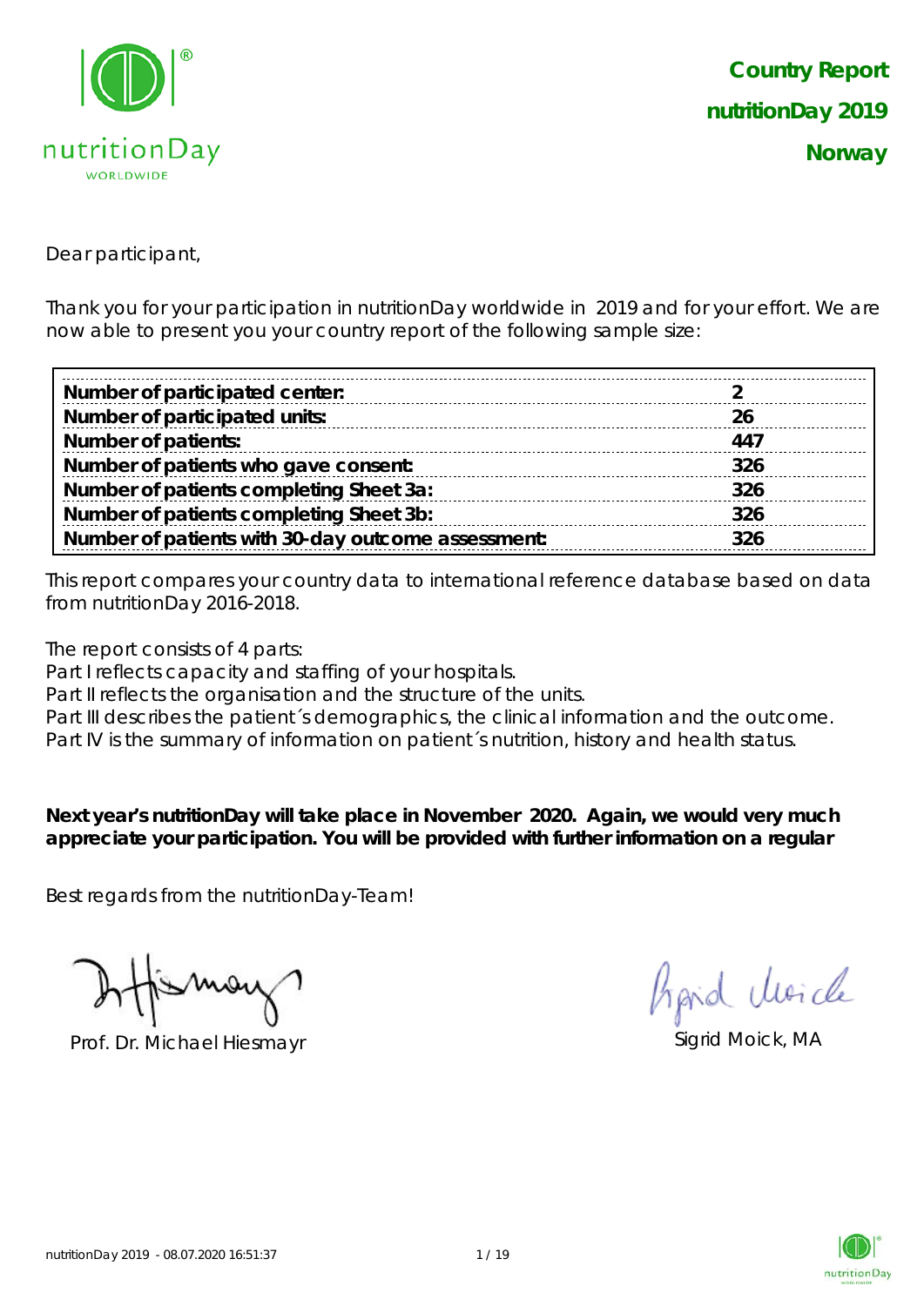# Country Report
## nutritionDay 2019
## Norway

Dear participant,

Thank you for your participation in nutritionDay worldwide in 2019 and for your effort. We are now able to present you your country report of the following sample size:

| | |
|---|---|
| **Number of participated center:** | **2** |
| **Number of participated units:** | **26** |
| **Number of patients:** | **447** |
| **Number of patients who gave consent:** | **326** |
| **Number of patients completing Sheet 3a:** | **326** |
| **Number of patients completing Sheet 3b:** | **326** |
| **Number of patients with 30-day outcome assessment:** | **326** |

This report compares your country data to international reference database based on data from nutritionDay 2016-2018.

The report consists of 4 parts:
Part I reflects capacity and staffing of your hospitals.
Part II reflects the organisation and the structure of the units.
Part III describes the patient´s demographics, the clinical information and the outcome.
Part IV is the summary of information on patient´s nutrition, history and health status.

**Next year's nutritionDay will take place in November 2020. Again, we would very much appreciate your participation. You will be provided with further information on a regular**

Best regards from the nutritionDay-Team!

Prof. Dr. Michael Hiesmayr

Sigrid Moick, MA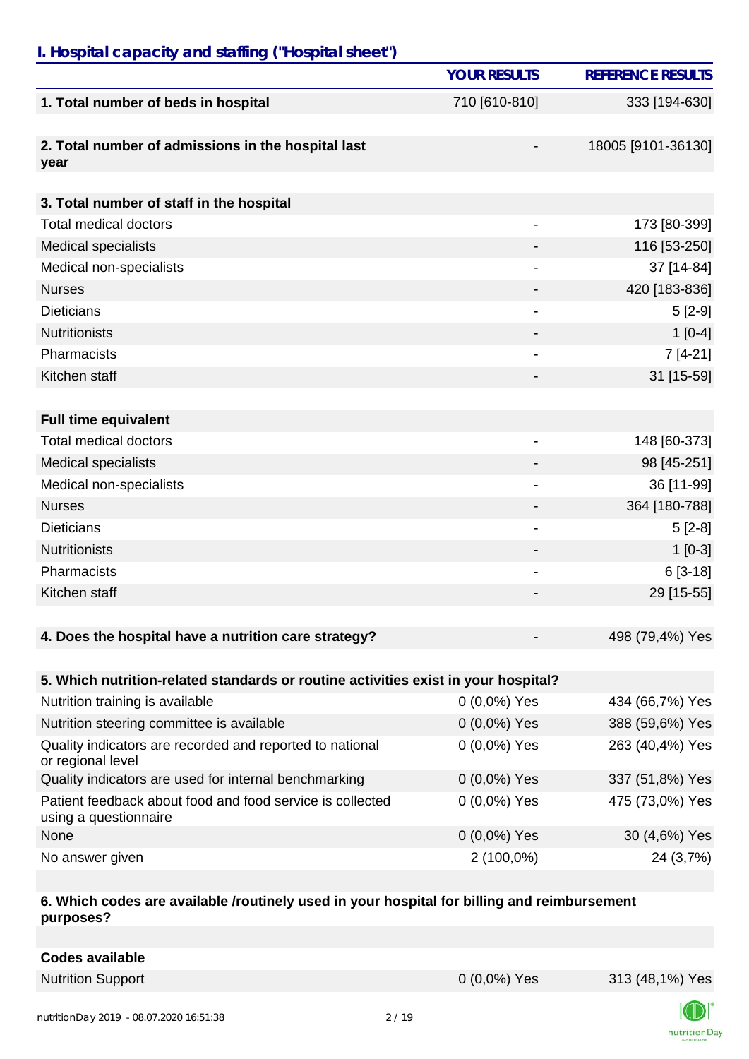## I. Hospital capacity and staffing ("Hospital sheet")

| | YOUR RESULTS | REFERENCE RESULTS |
|---|---|---|
| **1. Total number of beds in hospital** | 710 [610-810] | 333 [194-630] |
| **2. Total number of admissions in the hospital last year** | - | 18005 [9101-36130] |
| **3. Total number of staff in the hospital** | | |
| Total medical doctors | - | 173 [80-399] |
| Medical specialists | - | 116 [53-250] |
| Medical non-specialists | - | 37 [14-84] |
| Nurses | - | 420 [183-836] |
| Dieticians | - | 5 [2-9] |
| Nutritionists | - | 1 [0-4] |
| Pharmacists | - | 7 [4-21] |
| Kitchen staff | - | 31 [15-59] |
| **Full time equivalent** | | |
| Total medical doctors | - | 148 [60-373] |
| Medical specialists | - | 98 [45-251] |
| Medical non-specialists | - | 36 [11-99] |
| Nurses | - | 364 [180-788] |
| Dieticians | - | 5 [2-8] |
| Nutritionists | - | 1 [0-3] |
| Pharmacists | - | 6 [3-18] |
| Kitchen staff | - | 29 [15-55] |
| **4. Does the hospital have a nutrition care strategy?** | - | 498 (79,4%) Yes |
| **5. Which nutrition-related standards or routine activities exist in your hospital?** | | |
| Nutrition training is available | 0 (0,0%) Yes | 434 (66,7%) Yes |
| Nutrition steering committee is available | 0 (0,0%) Yes | 388 (59,6%) Yes |
| Quality indicators are recorded and reported to national or regional level | 0 (0,0%) Yes | 263 (40,4%) Yes |
| Quality indicators are used for internal benchmarking | 0 (0,0%) Yes | 337 (51,8%) Yes |
| Patient feedback about food and food service is collected using a questionnaire | 0 (0,0%) Yes | 475 (73,0%) Yes |
| None | 0 (0,0%) Yes | 30 (4,6%) Yes |
| No answer given | 2 (100,0%) | 24 (3,7%) |
| **6. Which codes are available /routinely used in your hospital for billing and reimbursement purposes?** | | |
| **Codes available** | | |
| Nutrition Support | 0 (0,0%) Yes | 313 (48,1%) Yes |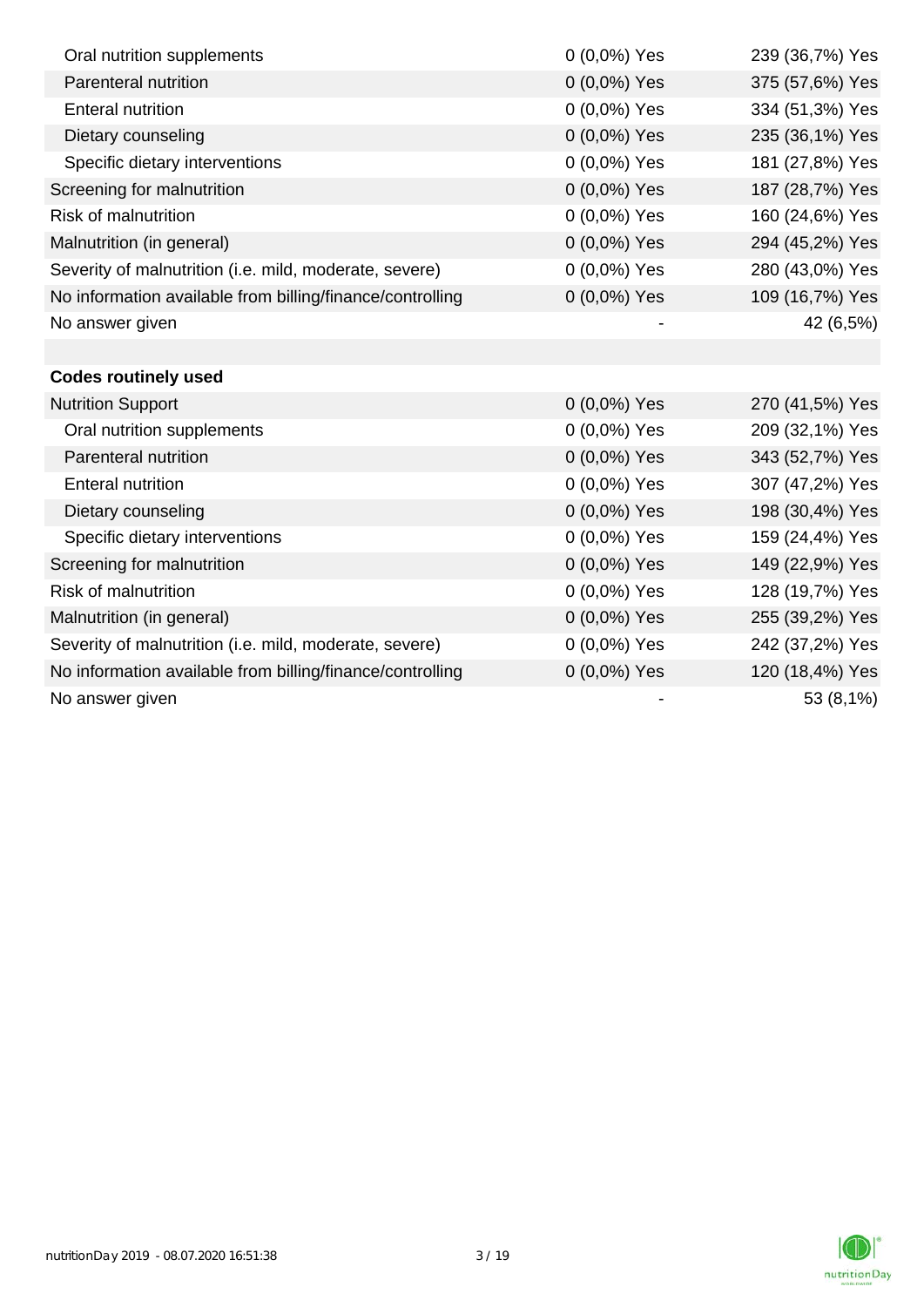| | | |
|---|---|---|
| Oral nutrition supplements | 0 (0,0%) Yes | 239 (36,7%) Yes |
| Parenteral nutrition | 0 (0,0%) Yes | 375 (57,6%) Yes |
| Enteral nutrition | 0 (0,0%) Yes | 334 (51,3%) Yes |
| Dietary counseling | 0 (0,0%) Yes | 235 (36,1%) Yes |
| Specific dietary interventions | 0 (0,0%) Yes | 181 (27,8%) Yes |
| Screening for malnutrition | 0 (0,0%) Yes | 187 (28,7%) Yes |
| Risk of malnutrition | 0 (0,0%) Yes | 160 (24,6%) Yes |
| Malnutrition (in general) | 0 (0,0%) Yes | 294 (45,2%) Yes |
| Severity of malnutrition (i.e. mild, moderate, severe) | 0 (0,0%) Yes | 280 (43,0%) Yes |
| No information available from billing/finance/controlling | 0 (0,0%) Yes | 109 (16,7%) Yes |
| No answer given | - | 42 (6,5%) |
| | | |
| **Codes routinely used** | | |
| Nutrition Support | 0 (0,0%) Yes | 270 (41,5%) Yes |
| Oral nutrition supplements | 0 (0,0%) Yes | 209 (32,1%) Yes |
| Parenteral nutrition | 0 (0,0%) Yes | 343 (52,7%) Yes |
| Enteral nutrition | 0 (0,0%) Yes | 307 (47,2%) Yes |
| Dietary counseling | 0 (0,0%) Yes | 198 (30,4%) Yes |
| Specific dietary interventions | 0 (0,0%) Yes | 159 (24,4%) Yes |
| Screening for malnutrition | 0 (0,0%) Yes | 149 (22,9%) Yes |
| Risk of malnutrition | 0 (0,0%) Yes | 128 (19,7%) Yes |
| Malnutrition (in general) | 0 (0,0%) Yes | 255 (39,2%) Yes |
| Severity of malnutrition (i.e. mild, moderate, severe) | 0 (0,0%) Yes | 242 (37,2%) Yes |
| No information available from billing/finance/controlling | 0 (0,0%) Yes | 120 (18,4%) Yes |
| No answer given | - | 53 (8,1%) |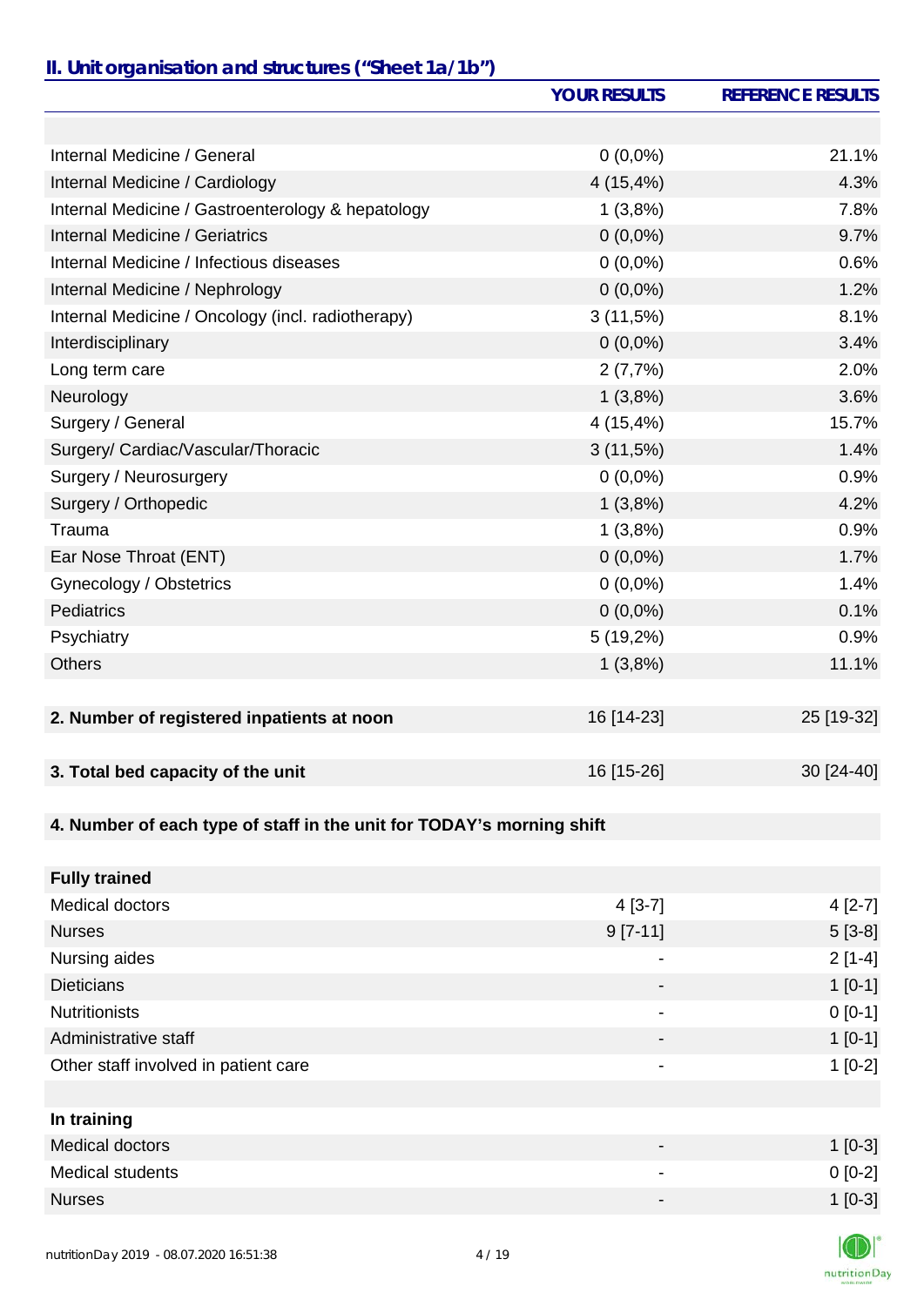## II. Unit organisation and structures ("Sheet 1a/1b")

| | YOUR RESULTS | REFERENCE RESULTS |
|---|---|---|
| | | |
| Internal Medicine / General | 0 (0,0%) | 21.1% |
| Internal Medicine / Cardiology | 4 (15,4%) | 4.3% |
| Internal Medicine / Gastroenterology & hepatology | 1 (3,8%) | 7.8% |
| Internal Medicine / Geriatrics | 0 (0,0%) | 9.7% |
| Internal Medicine / Infectious diseases | 0 (0,0%) | 0.6% |
| Internal Medicine / Nephrology | 0 (0,0%) | 1.2% |
| Internal Medicine / Oncology (incl. radiotherapy) | 3 (11,5%) | 8.1% |
| Interdisciplinary | 0 (0,0%) | 3.4% |
| Long term care | 2 (7,7%) | 2.0% |
| Neurology | 1 (3,8%) | 3.6% |
| Surgery / General | 4 (15,4%) | 15.7% |
| Surgery/ Cardiac/Vascular/Thoracic | 3 (11,5%) | 1.4% |
| Surgery / Neurosurgery | 0 (0,0%) | 0.9% |
| Surgery / Orthopedic | 1 (3,8%) | 4.2% |
| Trauma | 1 (3,8%) | 0.9% |
| Ear Nose Throat (ENT) | 0 (0,0%) | 1.7% |
| Gynecology / Obstetrics | 0 (0,0%) | 1.4% |
| Pediatrics | 0 (0,0%) | 0.1% |
| Psychiatry | 5 (19,2%) | 0.9% |
| Others | 1 (3,8%) | 11.1% |
| | | |
| **2. Number of registered inpatients at noon** | 16 [14-23] | 25 [19-32] |
| | | |
| **3. Total bed capacity of the unit** | 16 [15-26] | 30 [24-40] |
| | | |
| **4. Number of each type of staff in the unit for TODAY's morning shift** | | |
| | | |
| **Fully trained** | | |
| Medical doctors | 4 [3-7] | 4 [2-7] |
| Nurses | 9 [7-11] | 5 [3-8] |
| Nursing aides | - | 2 [1-4] |
| Dieticians | - | 1 [0-1] |
| Nutritionists | - | 0 [0-1] |
| Administrative staff | - | 1 [0-1] |
| Other staff involved in patient care | - | 1 [0-2] |
| | | |
| **In training** | | |
| Medical doctors | - | 1 [0-3] |
| Medical students | - | 0 [0-2] |
| Nurses | - | 1 [0-3] |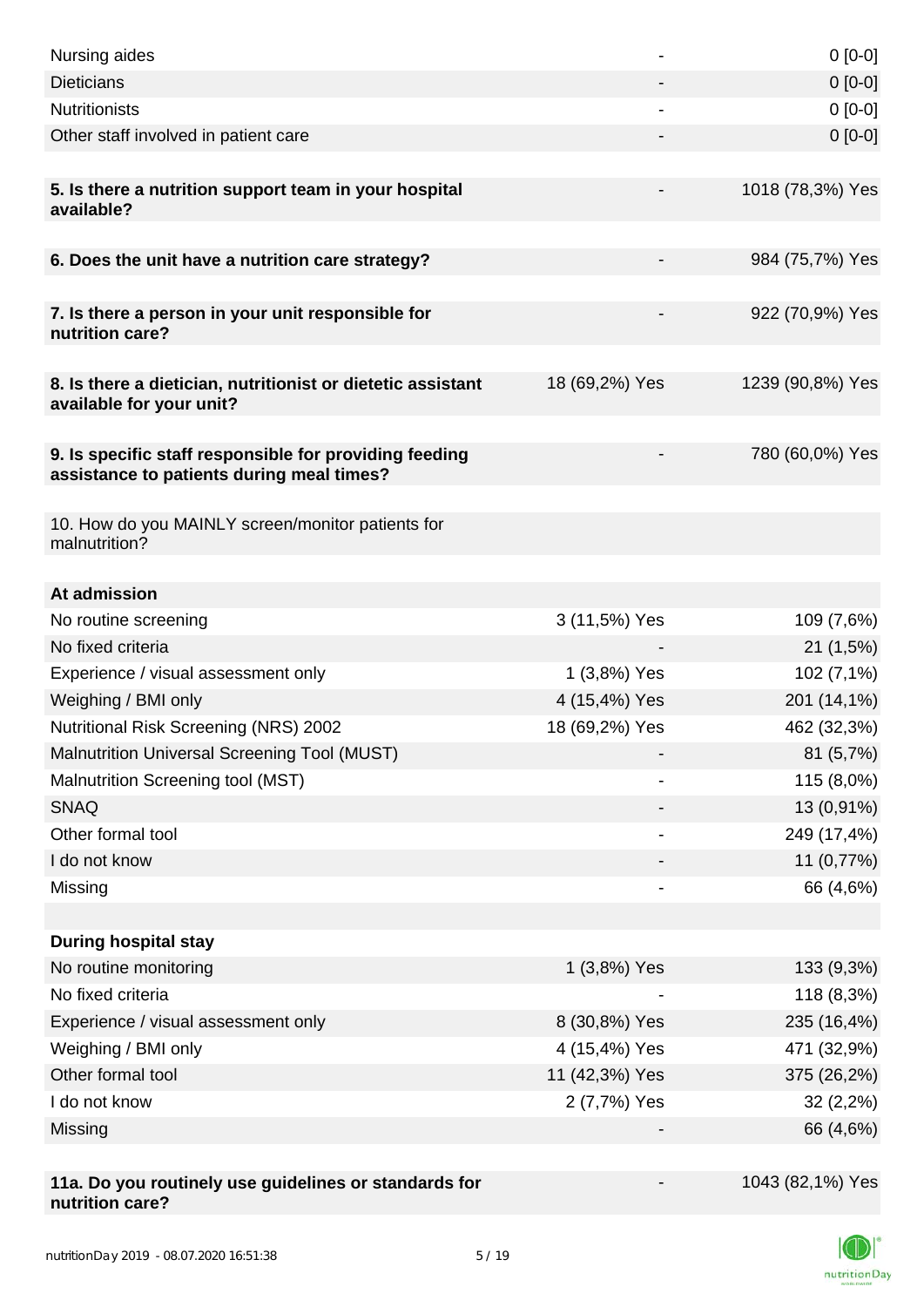| | | |
|---|---|---|
| Nursing aides | - | 0 [0-0] |
| Dieticians | - | 0 [0-0] |
| Nutritionists | - | 0 [0-0] |
| Other staff involved in patient care | - | 0 [0-0] |
| | | |
| **5. Is there a nutrition support team in your hospital available?** | - | 1018 (78,3%) Yes |
| | | |
| **6. Does the unit have a nutrition care strategy?** | - | 984 (75,7%) Yes |
| | | |
| **7. Is there a person in your unit responsible for nutrition care?** | - | 922 (70,9%) Yes |
| | | |
| **8. Is there a dietician, nutritionist or dietetic assistant available for your unit?** | 18 (69,2%) Yes | 1239 (90,8%) Yes |
| | | |
| **9. Is specific staff responsible for providing feeding assistance to patients during meal times?** | - | 780 (60,0%) Yes |
| | | |
| 10. How do you MAINLY screen/monitor patients for malnutrition? | | |
| | | |
| **At admission** | | |
| No routine screening | 3 (11,5%) Yes | 109 (7,6%) |
| No fixed criteria | - | 21 (1,5%) |
| Experience / visual assessment only | 1 (3,8%) Yes | 102 (7,1%) |
| Weighing / BMI only | 4 (15,4%) Yes | 201 (14,1%) |
| Nutritional Risk Screening (NRS) 2002 | 18 (69,2%) Yes | 462 (32,3%) |
| Malnutrition Universal Screening Tool (MUST) | - | 81 (5,7%) |
| Malnutrition Screening tool (MST) | - | 115 (8,0%) |
| SNAQ | - | 13 (0,91%) |
| Other formal tool | - | 249 (17,4%) |
| I do not know | - | 11 (0,77%) |
| Missing | - | 66 (4,6%) |
| | | |
| **During hospital stay** | | |
| No routine monitoring | 1 (3,8%) Yes | 133 (9,3%) |
| No fixed criteria | - | 118 (8,3%) |
| Experience / visual assessment only | 8 (30,8%) Yes | 235 (16,4%) |
| Weighing / BMI only | 4 (15,4%) Yes | 471 (32,9%) |
| Other formal tool | 11 (42,3%) Yes | 375 (26,2%) |
| I do not know | 2 (7,7%) Yes | 32 (2,2%) |
| Missing | - | 66 (4,6%) |
| | | |
| **11a. Do you routinely use guidelines or standards for nutrition care?** | - | 1043 (82,1%) Yes |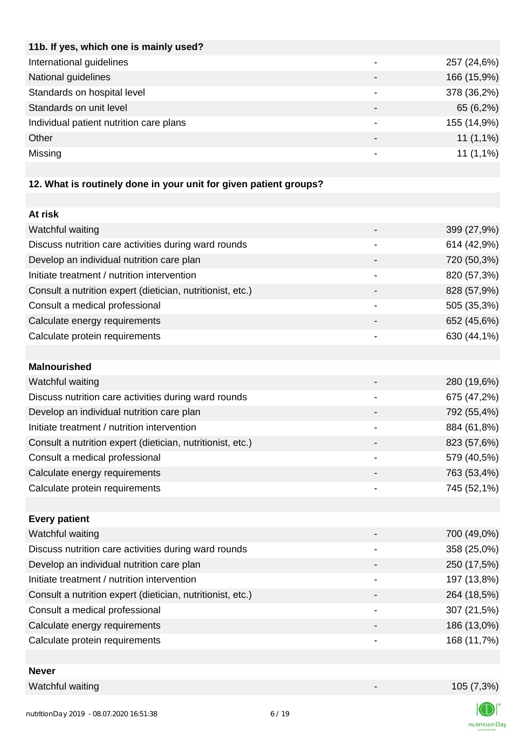| 11b. If yes, which one is mainly used? | | |
|---|---|---|
| International guidelines | - | 257 (24,6%) |
| National guidelines | - | 166 (15,9%) |
| Standards on hospital level | - | 378 (36,2%) |
| Standards on unit level | - | 65 (6,2%) |
| Individual patient nutrition care plans | - | 155 (14,9%) |
| Other | - | 11 (1,1%) |
| Missing | - | 11 (1,1%) |

**12. What is routinely done in your unit for given patient groups?**

| At risk | | |
|---|---|---|
| Watchful waiting | - | 399 (27,9%) |
| Discuss nutrition care activities during ward rounds | - | 614 (42,9%) |
| Develop an individual nutrition care plan | - | 720 (50,3%) |
| Initiate treatment / nutrition intervention | - | 820 (57,3%) |
| Consult a nutrition expert (dietician, nutritionist, etc.) | - | 828 (57,9%) |
| Consult a medical professional | - | 505 (35,3%) |
| Calculate energy requirements | - | 652 (45,6%) |
| Calculate protein requirements | - | 630 (44,1%) |

| Malnourished | | |
|---|---|---|
| Watchful waiting | - | 280 (19,6%) |
| Discuss nutrition care activities during ward rounds | - | 675 (47,2%) |
| Develop an individual nutrition care plan | - | 792 (55,4%) |
| Initiate treatment / nutrition intervention | - | 884 (61,8%) |
| Consult a nutrition expert (dietician, nutritionist, etc.) | - | 823 (57,6%) |
| Consult a medical professional | - | 579 (40,5%) |
| Calculate energy requirements | - | 763 (53,4%) |
| Calculate protein requirements | - | 745 (52,1%) |

| Every patient | | |
|---|---|---|
| Watchful waiting | - | 700 (49,0%) |
| Discuss nutrition care activities during ward rounds | - | 358 (25,0%) |
| Develop an individual nutrition care plan | - | 250 (17,5%) |
| Initiate treatment / nutrition intervention | - | 197 (13,8%) |
| Consult a nutrition expert (dietician, nutritionist, etc.) | - | 264 (18,5%) |
| Consult a medical professional | - | 307 (21,5%) |
| Calculate energy requirements | - | 186 (13,0%) |
| Calculate protein requirements | - | 168 (11,7%) |

| Never | | |
|---|---|---|
| Watchful waiting | - | 105 (7,3%) |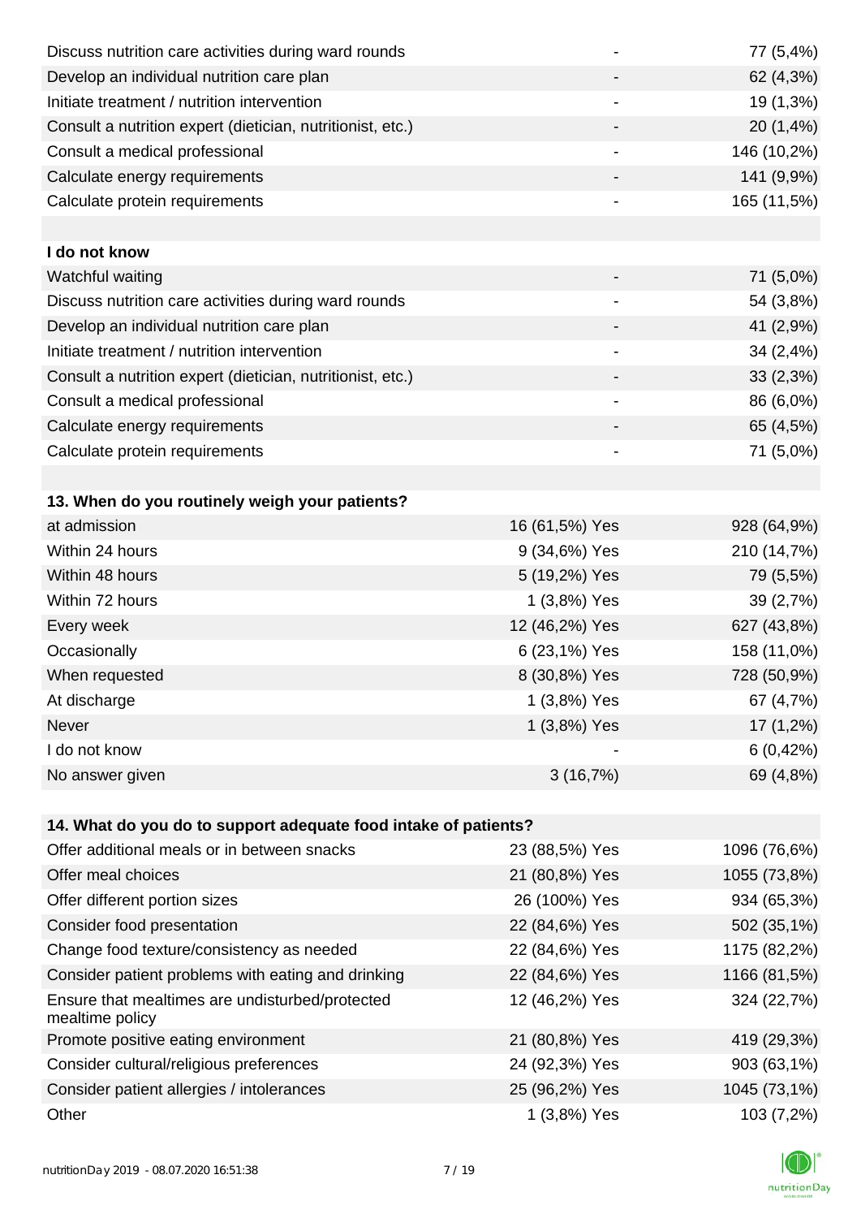| | | |
|---|---|---|
| Discuss nutrition care activities during ward rounds | - | 77 (5,4%) |
| Develop an individual nutrition care plan | - | 62 (4,3%) |
| Initiate treatment / nutrition intervention | - | 19 (1,3%) |
| Consult a nutrition expert (dietician, nutritionist, etc.) | - | 20 (1,4%) |
| Consult a medical professional | - | 146 (10,2%) |
| Calculate energy requirements | - | 141 (9,9%) |
| Calculate protein requirements | - | 165 (11,5%) |
| | | |
| **I do not know** | | |
| Watchful waiting | - | 71 (5,0%) |
| Discuss nutrition care activities during ward rounds | - | 54 (3,8%) |
| Develop an individual nutrition care plan | - | 41 (2,9%) |
| Initiate treatment / nutrition intervention | - | 34 (2,4%) |
| Consult a nutrition expert (dietician, nutritionist, etc.) | - | 33 (2,3%) |
| Consult a medical professional | - | 86 (6,0%) |
| Calculate energy requirements | - | 65 (4,5%) |
| Calculate protein requirements | - | 71 (5,0%) |

| **13. When do you routinely weigh your patients?** | | |
|---|---|---|
| at admission | 16 (61,5%) Yes | 928 (64,9%) |
| Within 24 hours | 9 (34,6%) Yes | 210 (14,7%) |
| Within 48 hours | 5 (19,2%) Yes | 79 (5,5%) |
| Within 72 hours | 1 (3,8%) Yes | 39 (2,7%) |
| Every week | 12 (46,2%) Yes | 627 (43,8%) |
| Occasionally | 6 (23,1%) Yes | 158 (11,0%) |
| When requested | 8 (30,8%) Yes | 728 (50,9%) |
| At discharge | 1 (3,8%) Yes | 67 (4,7%) |
| Never | 1 (3,8%) Yes | 17 (1,2%) |
| I do not know | - | 6 (0,42%) |
| No answer given | 3 (16,7%) | 69 (4,8%) |

| **14. What do you do to support adequate food intake of patients?** | | |
|---|---|---|
| Offer additional meals or in between snacks | 23 (88,5%) Yes | 1096 (76,6%) |
| Offer meal choices | 21 (80,8%) Yes | 1055 (73,8%) |
| Offer different portion sizes | 26 (100%) Yes | 934 (65,3%) |
| Consider food presentation | 22 (84,6%) Yes | 502 (35,1%) |
| Change food texture/consistency as needed | 22 (84,6%) Yes | 1175 (82,2%) |
| Consider patient problems with eating and drinking | 22 (84,6%) Yes | 1166 (81,5%) |
| Ensure that mealtimes are undisturbed/protected mealtime policy | 12 (46,2%) Yes | 324 (22,7%) |
| Promote positive eating environment | 21 (80,8%) Yes | 419 (29,3%) |
| Consider cultural/religious preferences | 24 (92,3%) Yes | 903 (63,1%) |
| Consider patient allergies / intolerances | 25 (96,2%) Yes | 1045 (73,1%) |
| Other | 1 (3,8%) Yes | 103 (7,2%) |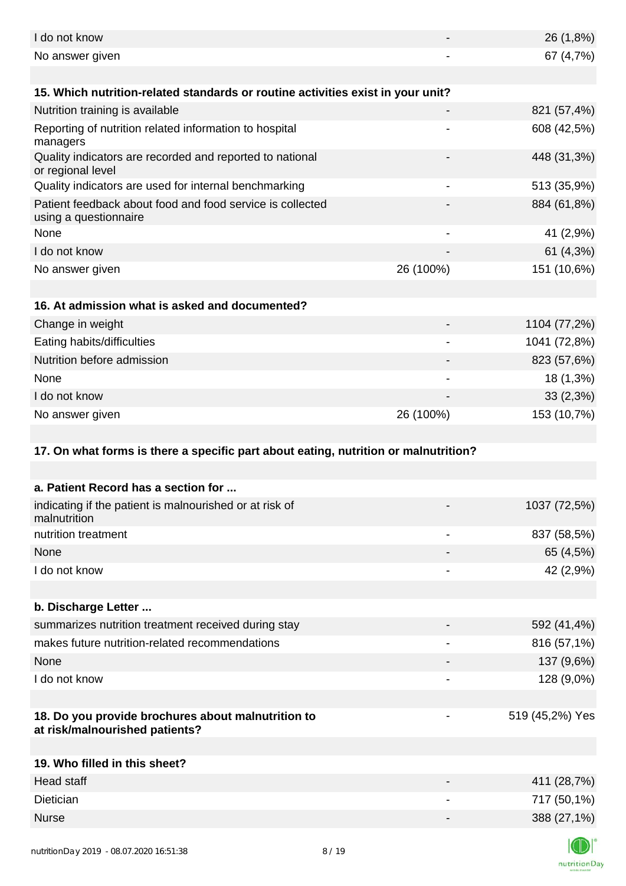| | | |
|---|---|---|
| I do not know | - | 26 (1,8%) |
| No answer given | - | 67 (4,7%) |

| 15. Which nutrition-related standards or routine activities exist in your unit? | | |
|---|---|---|
| Nutrition training is available | - | 821 (57,4%) |
| Reporting of nutrition related information to hospital managers | - | 608 (42,5%) |
| Quality indicators are recorded and reported to national or regional level | - | 448 (31,3%) |
| Quality indicators are used for internal benchmarking | - | 513 (35,9%) |
| Patient feedback about food and food service is collected using a questionnaire | - | 884 (61,8%) |
| None | - | 41 (2,9%) |
| I do not know | - | 61 (4,3%) |
| No answer given | 26 (100%) | 151 (10,6%) |

| 16. At admission what is asked and documented? | | |
|---|---|---|
| Change in weight | - | 1104 (77,2%) |
| Eating habits/difficulties | - | 1041 (72,8%) |
| Nutrition before admission | - | 823 (57,6%) |
| None | - | 18 (1,3%) |
| I do not know | - | 33 (2,3%) |
| No answer given | 26 (100%) | 153 (10,7%) |

**17. On what forms is there a specific part about eating, nutrition or malnutrition?**

| a. Patient Record has a section for ... | | |
|---|---|---|
| indicating if the patient is malnourished or at risk of malnutrition | - | 1037 (72,5%) |
| nutrition treatment | - | 837 (58,5%) |
| None | - | 65 (4,5%) |
| I do not know | - | 42 (2,9%) |

| b. Discharge Letter ... | | |
|---|---|---|
| summarizes nutrition treatment received during stay | - | 592 (41,4%) |
| makes future nutrition-related recommendations | - | 816 (57,1%) |
| None | - | 137 (9,6%) |
| I do not know | - | 128 (9,0%) |

| | | |
|---|---|---|
| **18. Do you provide brochures about malnutrition to at risk/malnourished patients?** | - | 519 (45,2%) Yes |

| 19. Who filled in this sheet? | | |
|---|---|---|
| Head staff | - | 411 (28,7%) |
| Dietician | - | 717 (50,1%) |
| Nurse | - | 388 (27,1%) |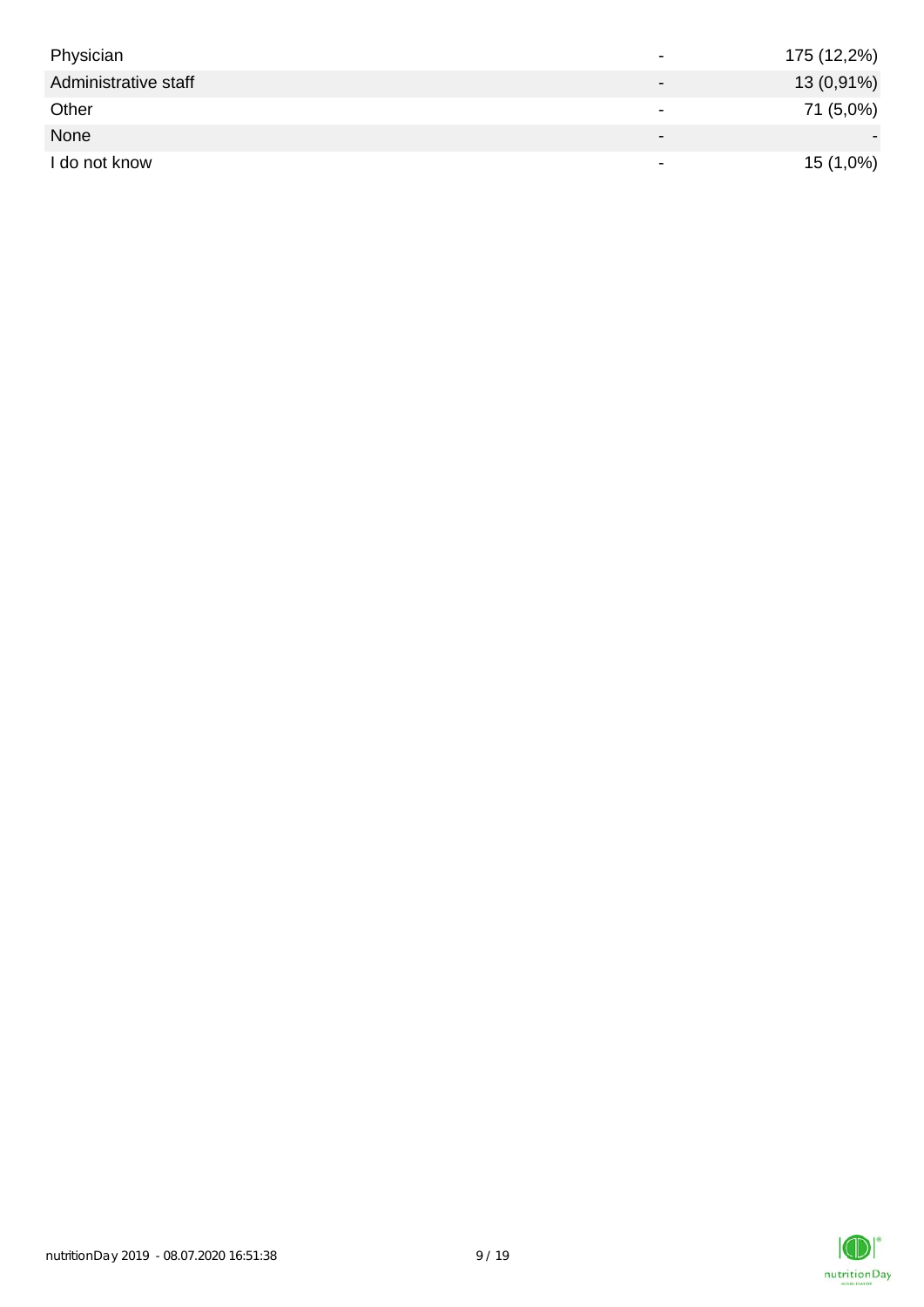| | | |
|---|---|---|
| Physician | - | 175 (12,2%) |
| Administrative staff | - | 13 (0,91%) |
| Other | - | 71 (5,0%) |
| None | - | - |
| I do not know | - | 15 (1,0%) |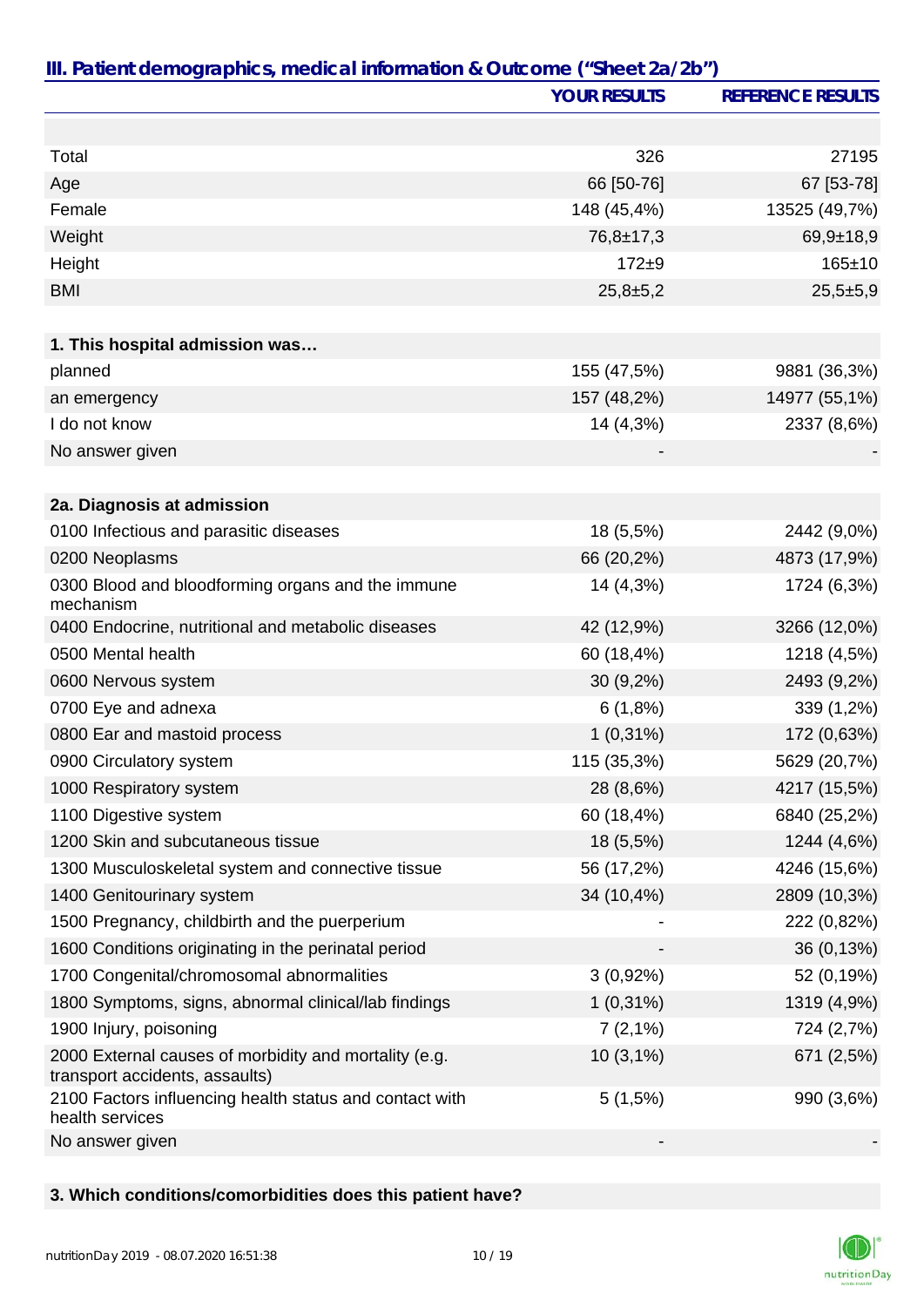## III. Patient demographics, medical information & Outcome ("Sheet 2a/2b")

| | YOUR RESULTS | REFERENCE RESULTS |
|---|---|---|
| | | |
| Total | 326 | 27195 |
| Age | 66 [50-76] | 67 [53-78] |
| Female | 148 (45,4%) | 13525 (49,7%) |
| Weight | 76,8±17,3 | 69,9±18,9 |
| Height | 172±9 | 165±10 |
| BMI | 25,8±5,2 | 25,5±5,9 |
| | | |
| **1. This hospital admission was…** | | |
| planned | 155 (47,5%) | 9881 (36,3%) |
| an emergency | 157 (48,2%) | 14977 (55,1%) |
| I do not know | 14 (4,3%) | 2337 (8,6%) |
| No answer given | - | - |
| | | |
| **2a. Diagnosis at admission** | | |
| 0100 Infectious and parasitic diseases | 18 (5,5%) | 2442 (9,0%) |
| 0200 Neoplasms | 66 (20,2%) | 4873 (17,9%) |
| 0300 Blood and bloodforming organs and the immune mechanism | 14 (4,3%) | 1724 (6,3%) |
| 0400 Endocrine, nutritional and metabolic diseases | 42 (12,9%) | 3266 (12,0%) |
| 0500 Mental health | 60 (18,4%) | 1218 (4,5%) |
| 0600 Nervous system | 30 (9,2%) | 2493 (9,2%) |
| 0700 Eye and adnexa | 6 (1,8%) | 339 (1,2%) |
| 0800 Ear and mastoid process | 1 (0,31%) | 172 (0,63%) |
| 0900 Circulatory system | 115 (35,3%) | 5629 (20,7%) |
| 1000 Respiratory system | 28 (8,6%) | 4217 (15,5%) |
| 1100 Digestive system | 60 (18,4%) | 6840 (25,2%) |
| 1200 Skin and subcutaneous tissue | 18 (5,5%) | 1244 (4,6%) |
| 1300 Musculoskeletal system and connective tissue | 56 (17,2%) | 4246 (15,6%) |
| 1400 Genitourinary system | 34 (10,4%) | 2809 (10,3%) |
| 1500 Pregnancy, childbirth and the puerperium | - | 222 (0,82%) |
| 1600 Conditions originating in the perinatal period | - | 36 (0,13%) |
| 1700 Congenital/chromosomal abnormalities | 3 (0,92%) | 52 (0,19%) |
| 1800 Symptoms, signs, abnormal clinical/lab findings | 1 (0,31%) | 1319 (4,9%) |
| 1900 Injury, poisoning | 7 (2,1%) | 724 (2,7%) |
| 2000 External causes of morbidity and mortality (e.g. transport accidents, assaults) | 10 (3,1%) | 671 (2,5%) |
| 2100 Factors influencing health status and contact with health services | 5 (1,5%) | 990 (3,6%) |
| No answer given | - | - |

**3. Which conditions/comorbidities does this patient have?**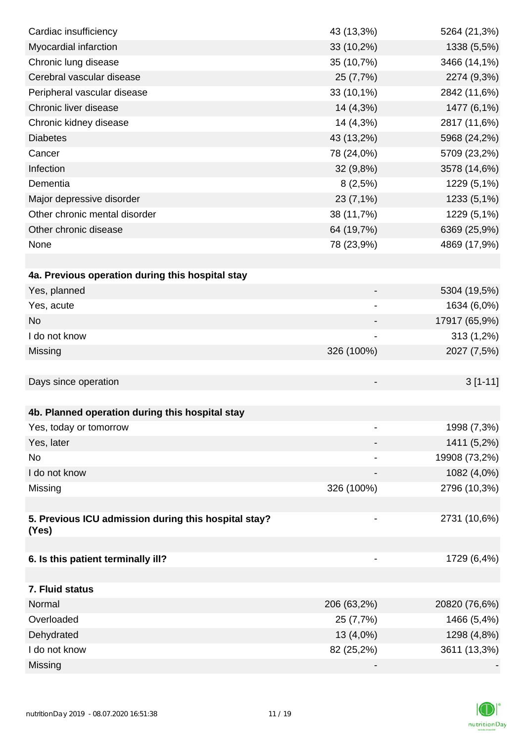| | | |
|---|---|---|
| Cardiac insufficiency | 43 (13,3%) | 5264 (21,3%) |
| Myocardial infarction | 33 (10,2%) | 1338 (5,5%) |
| Chronic lung disease | 35 (10,7%) | 3466 (14,1%) |
| Cerebral vascular disease | 25 (7,7%) | 2274 (9,3%) |
| Peripheral vascular disease | 33 (10,1%) | 2842 (11,6%) |
| Chronic liver disease | 14 (4,3%) | 1477 (6,1%) |
| Chronic kidney disease | 14 (4,3%) | 2817 (11,6%) |
| Diabetes | 43 (13,2%) | 5968 (24,2%) |
| Cancer | 78 (24,0%) | 5709 (23,2%) |
| Infection | 32 (9,8%) | 3578 (14,6%) |
| Dementia | 8 (2,5%) | 1229 (5,1%) |
| Major depressive disorder | 23 (7,1%) | 1233 (5,1%) |
| Other chronic mental disorder | 38 (11,7%) | 1229 (5,1%) |
| Other chronic disease | 64 (19,7%) | 6369 (25,9%) |
| None | 78 (23,9%) | 4869 (17,9%) |
| | | |
| **4a. Previous operation during this hospital stay** | | |
| Yes, planned | - | 5304 (19,5%) |
| Yes, acute | - | 1634 (6,0%) |
| No | - | 17917 (65,9%) |
| I do not know | - | 313 (1,2%) |
| Missing | 326 (100%) | 2027 (7,5%) |
| | | |
| Days since operation | - | 3 [1-11] |
| | | |
| **4b. Planned operation during this hospital stay** | | |
| Yes, today or tomorrow | - | 1998 (7,3%) |
| Yes, later | - | 1411 (5,2%) |
| No | - | 19908 (73,2%) |
| I do not know | - | 1082 (4,0%) |
| Missing | 326 (100%) | 2796 (10,3%) |
| | | |
| **5. Previous ICU admission during this hospital stay? (Yes)** | - | 2731 (10,6%) |
| | | |
| **6. Is this patient terminally ill?** | - | 1729 (6,4%) |
| | | |
| **7. Fluid status** | | |
| Normal | 206 (63,2%) | 20820 (76,6%) |
| Overloaded | 25 (7,7%) | 1466 (5,4%) |
| Dehydrated | 13 (4,0%) | 1298 (4,8%) |
| I do not know | 82 (25,2%) | 3611 (13,3%) |
| Missing | - | - |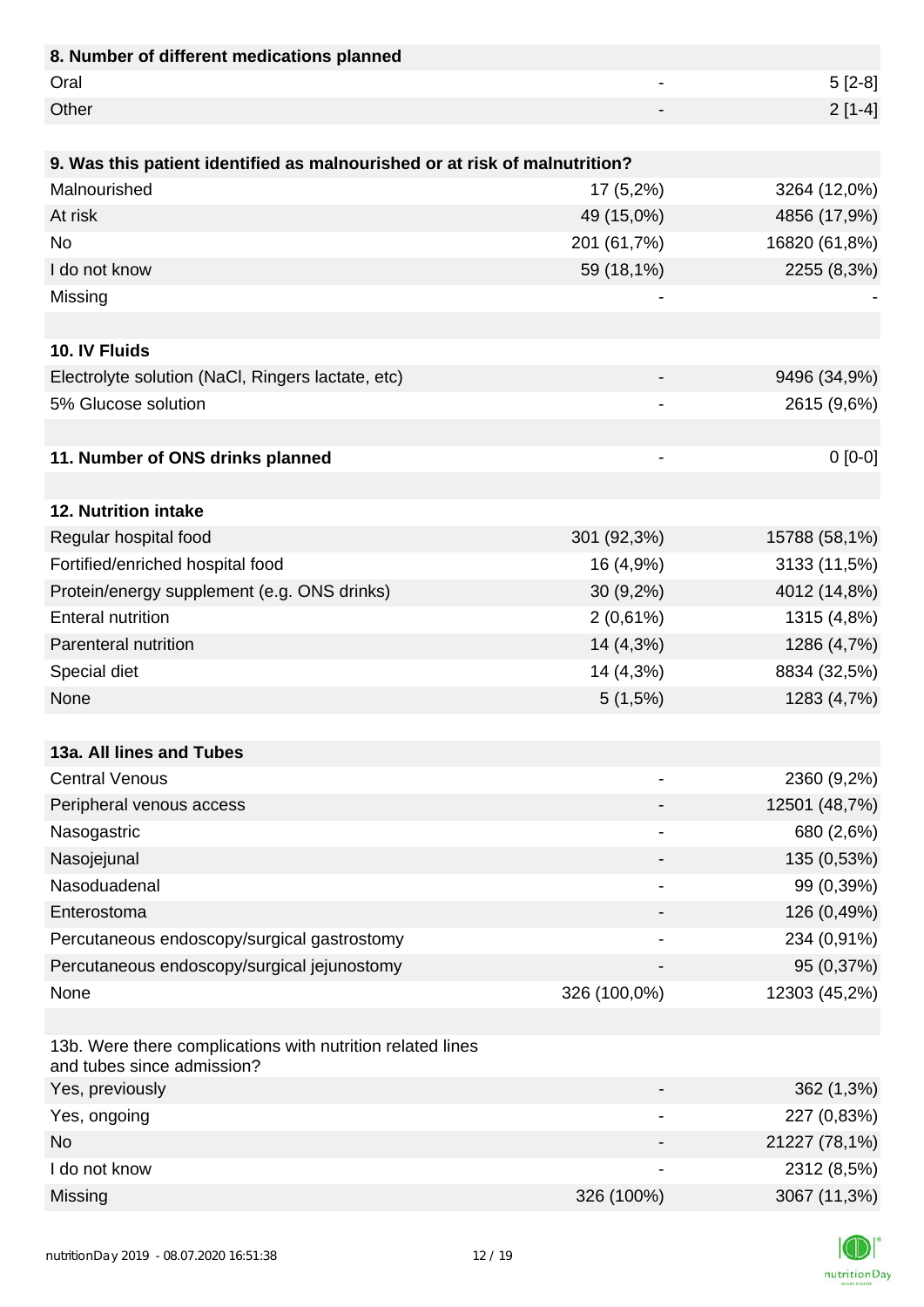| **8. Number of different medications planned** | | |
|---|---|---|
| Oral | - | 5 [2-8] |
| Other | - | 2 [1-4] |
| | | |
| **9. Was this patient identified as malnourished or at risk of malnutrition?** | | |
| Malnourished | 17 (5,2%) | 3264 (12,0%) |
| At risk | 49 (15,0%) | 4856 (17,9%) |
| No | 201 (61,7%) | 16820 (61,8%) |
| I do not know | 59 (18,1%) | 2255 (8,3%) |
| Missing | - | - |
| | | |
| **10. IV Fluids** | | |
| Electrolyte solution (NaCl, Ringers lactate, etc) | - | 9496 (34,9%) |
| 5% Glucose solution | - | 2615 (9,6%) |
| | | |
| **11. Number of ONS drinks planned** | - | 0 [0-0] |
| | | |
| **12. Nutrition intake** | | |
| Regular hospital food | 301 (92,3%) | 15788 (58,1%) |
| Fortified/enriched hospital food | 16 (4,9%) | 3133 (11,5%) |
| Protein/energy supplement (e.g. ONS drinks) | 30 (9,2%) | 4012 (14,8%) |
| Enteral nutrition | 2 (0,61%) | 1315 (4,8%) |
| Parenteral nutrition | 14 (4,3%) | 1286 (4,7%) |
| Special diet | 14 (4,3%) | 8834 (32,5%) |
| None | 5 (1,5%) | 1283 (4,7%) |
| | | |
| **13a. All lines and Tubes** | | |
| Central Venous | - | 2360 (9,2%) |
| Peripheral venous access | - | 12501 (48,7%) |
| Nasogastric | - | 680 (2,6%) |
| Nasojejunal | - | 135 (0,53%) |
| Nasoduadenal | - | 99 (0,39%) |
| Enterostoma | - | 126 (0,49%) |
| Percutaneous endoscopy/surgical gastrostomy | - | 234 (0,91%) |
| Percutaneous endoscopy/surgical jejunostomy | - | 95 (0,37%) |
| None | 326 (100,0%) | 12303 (45,2%) |
| | | |
| 13b. Were there complications with nutrition related lines and tubes since admission? | | |
| Yes, previously | - | 362 (1,3%) |
| Yes, ongoing | - | 227 (0,83%) |
| No | - | 21227 (78,1%) |
| I do not know | - | 2312 (8,5%) |
| Missing | 326 (100%) | 3067 (11,3%) |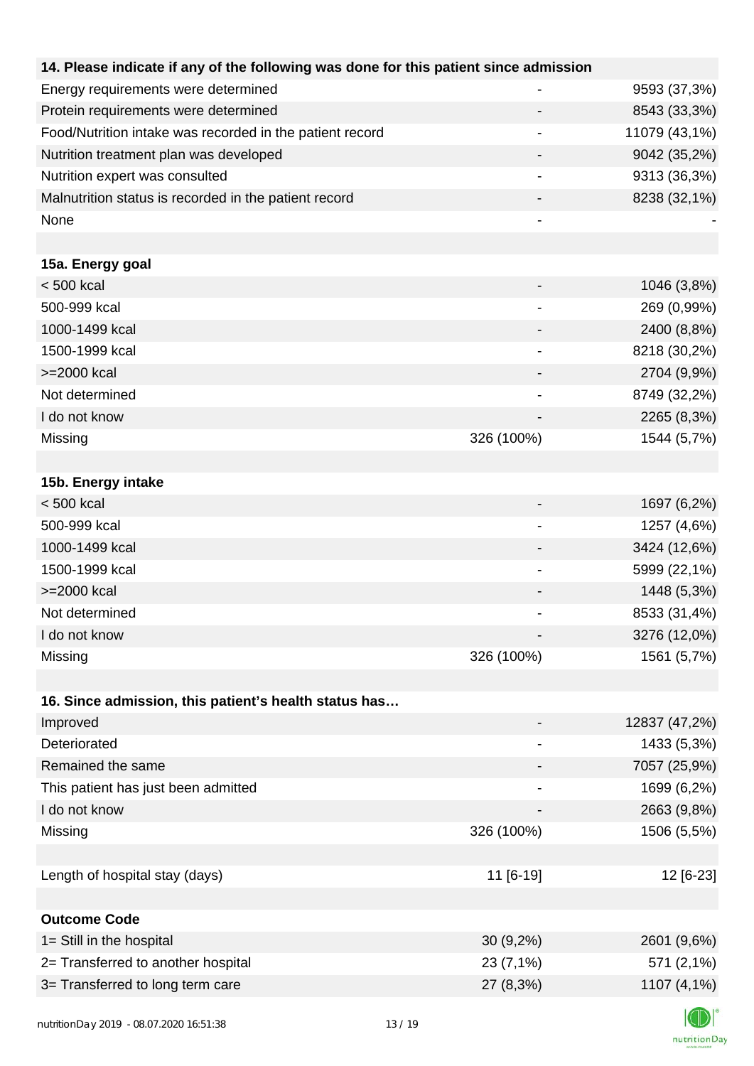| 14. Please indicate if any of the following was done for this patient since admission | | |
|---|---|---|
| Energy requirements were determined | - | 9593 (37,3%) |
| Protein requirements were determined | - | 8543 (33,3%) |
| Food/Nutrition intake was recorded in the patient record | - | 11079 (43,1%) |
| Nutrition treatment plan was developed | - | 9042 (35,2%) |
| Nutrition expert was consulted | - | 9313 (36,3%) |
| Malnutrition status is recorded in the patient record | - | 8238 (32,1%) |
| None | - | - |
| | | |
| **15a. Energy goal** | | |
| < 500 kcal | - | 1046 (3,8%) |
| 500-999 kcal | - | 269 (0,99%) |
| 1000-1499 kcal | - | 2400 (8,8%) |
| 1500-1999 kcal | - | 8218 (30,2%) |
| >=2000 kcal | - | 2704 (9,9%) |
| Not determined | - | 8749 (32,2%) |
| I do not know | - | 2265 (8,3%) |
| Missing | 326 (100%) | 1544 (5,7%) |
| | | |
| **15b. Energy intake** | | |
| < 500 kcal | - | 1697 (6,2%) |
| 500-999 kcal | - | 1257 (4,6%) |
| 1000-1499 kcal | - | 3424 (12,6%) |
| 1500-1999 kcal | - | 5999 (22,1%) |
| >=2000 kcal | - | 1448 (5,3%) |
| Not determined | - | 8533 (31,4%) |
| I do not know | - | 3276 (12,0%) |
| Missing | 326 (100%) | 1561 (5,7%) |
| | | |
| **16. Since admission, this patient's health status has…** | | |
| Improved | - | 12837 (47,2%) |
| Deteriorated | - | 1433 (5,3%) |
| Remained the same | - | 7057 (25,9%) |
| This patient has just been admitted | - | 1699 (6,2%) |
| I do not know | - | 2663 (9,8%) |
| Missing | 326 (100%) | 1506 (5,5%) |
| | | |
| Length of hospital stay (days) | 11 [6-19] | 12 [6-23] |
| | | |
| **Outcome Code** | | |
| 1= Still in the hospital | 30 (9,2%) | 2601 (9,6%) |
| 2= Transferred to another hospital | 23 (7,1%) | 571 (2,1%) |
| 3= Transferred to long term care | 27 (8,3%) | 1107 (4,1%) |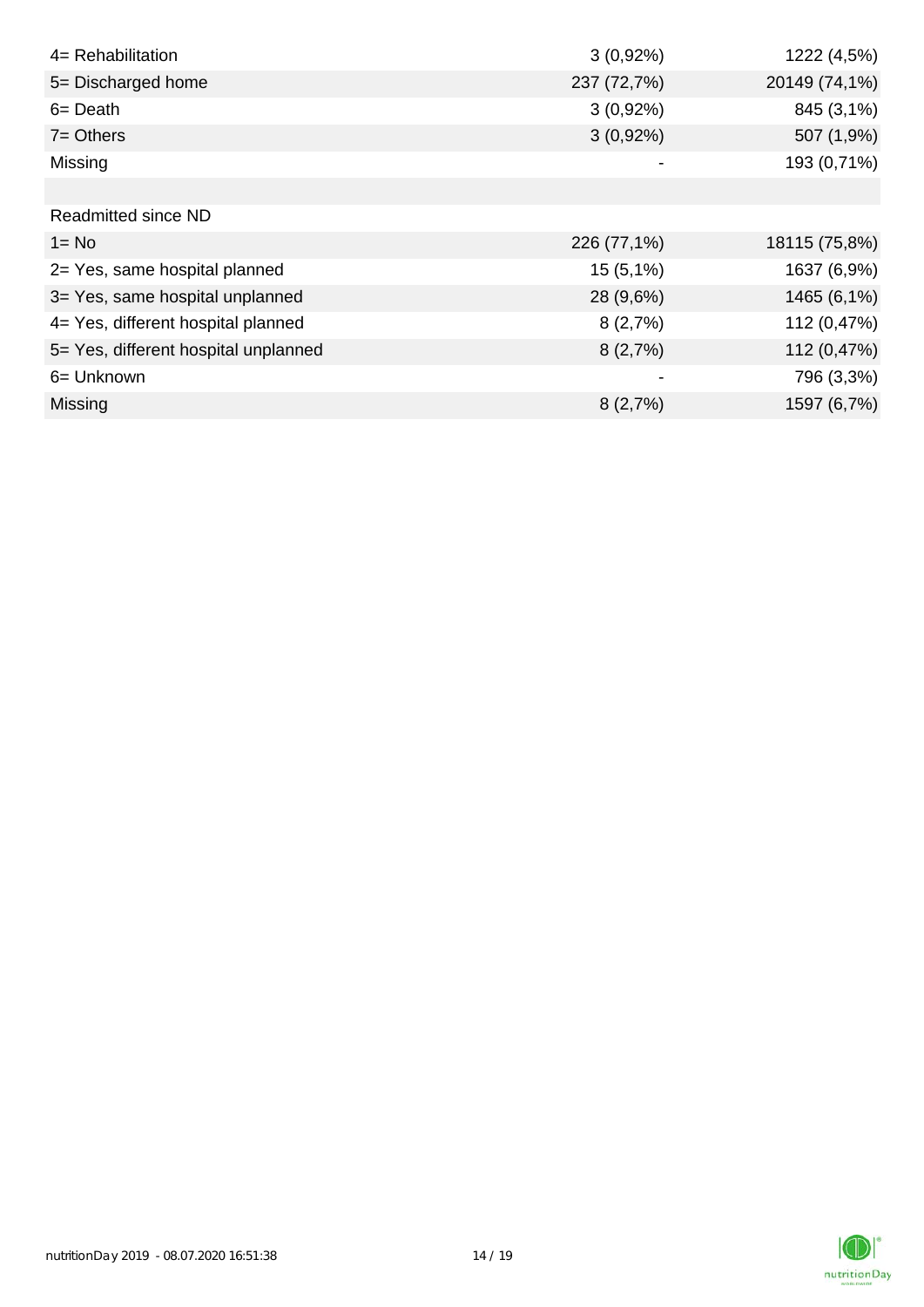| | | |
|---|---|---|
| 4= Rehabilitation | 3 (0,92%) | 1222 (4,5%) |
| 5= Discharged home | 237 (72,7%) | 20149 (74,1%) |
| 6= Death | 3 (0,92%) | 845 (3,1%) |
| 7= Others | 3 (0,92%) | 507 (1,9%) |
| Missing | - | 193 (0,71%) |
| | | |
| Readmitted since ND | | |
| 1= No | 226 (77,1%) | 18115 (75,8%) |
| 2= Yes, same hospital planned | 15 (5,1%) | 1637 (6,9%) |
| 3= Yes, same hospital unplanned | 28 (9,6%) | 1465 (6,1%) |
| 4= Yes, different hospital planned | 8 (2,7%) | 112 (0,47%) |
| 5= Yes, different hospital unplanned | 8 (2,7%) | 112 (0,47%) |
| 6= Unknown | - | 796 (3,3%) |
| Missing | 8 (2,7%) | 1597 (6,7%) |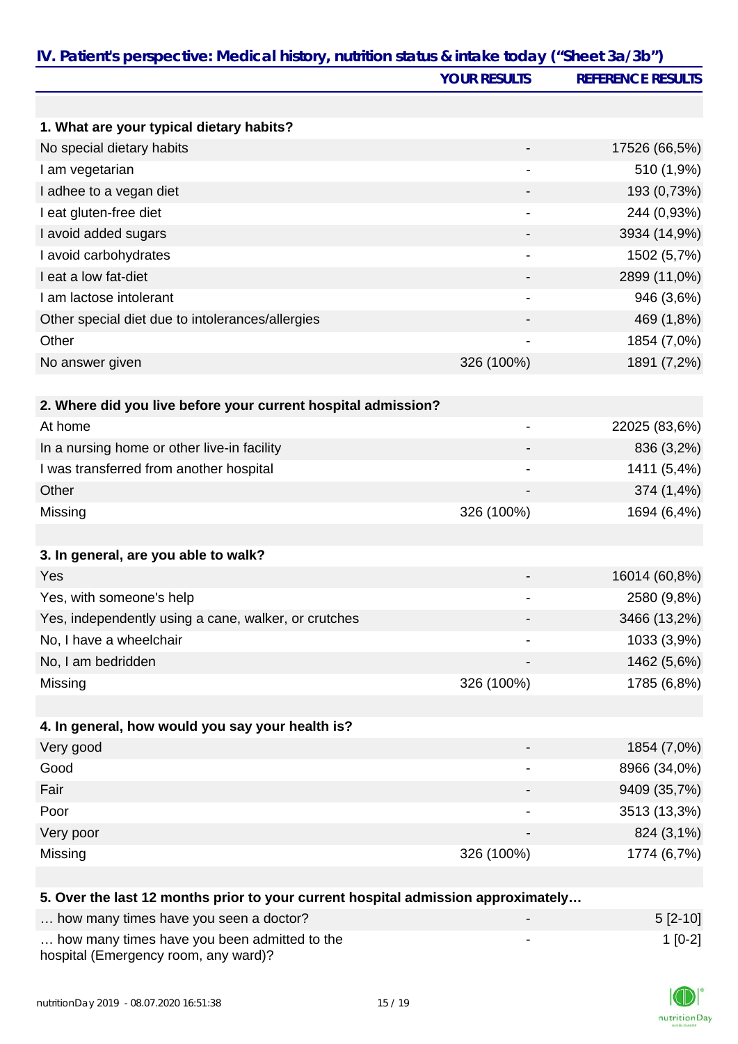## IV. Patient's perspective: Medical history, nutrition status & intake today ("Sheet 3a/3b")

| | YOUR RESULTS | REFERENCE RESULTS |
|---|---|---|
| **1. What are your typical dietary habits?** | | |
| No special dietary habits | - | 17526 (66,5%) |
| I am vegetarian | - | 510 (1,9%) |
| I adhee to a vegan diet | - | 193 (0,73%) |
| I eat gluten-free diet | - | 244 (0,93%) |
| I avoid added sugars | - | 3934 (14,9%) |
| I avoid carbohydrates | - | 1502 (5,7%) |
| I eat a low fat-diet | - | 2899 (11,0%) |
| I am lactose intolerant | - | 946 (3,6%) |
| Other special diet due to intolerances/allergies | - | 469 (1,8%) |
| Other | - | 1854 (7,0%) |
| No answer given | 326 (100%) | 1891 (7,2%) |
| **2. Where did you live before your current hospital admission?** | | |
| At home | - | 22025 (83,6%) |
| In a nursing home or other live-in facility | - | 836 (3,2%) |
| I was transferred from another hospital | - | 1411 (5,4%) |
| Other | - | 374 (1,4%) |
| Missing | 326 (100%) | 1694 (6,4%) |
| **3. In general, are you able to walk?** | | |
| Yes | - | 16014 (60,8%) |
| Yes, with someone's help | - | 2580 (9,8%) |
| Yes, independently using a cane, walker, or crutches | - | 3466 (13,2%) |
| No, I have a wheelchair | - | 1033 (3,9%) |
| No, I am bedridden | - | 1462 (5,6%) |
| Missing | 326 (100%) | 1785 (6,8%) |
| **4. In general, how would you say your health is?** | | |
| Very good | - | 1854 (7,0%) |
| Good | - | 8966 (34,0%) |
| Fair | - | 9409 (35,7%) |
| Poor | - | 3513 (13,3%) |
| Very poor | - | 824 (3,1%) |
| Missing | 326 (100%) | 1774 (6,7%) |
| **5. Over the last 12 months prior to your current hospital admission approximately…** | | |
| … how many times have you seen a doctor? | - | 5 [2-10] |
| … how many times have you been admitted to the hospital (Emergency room, any ward)? | - | 1 [0-2] |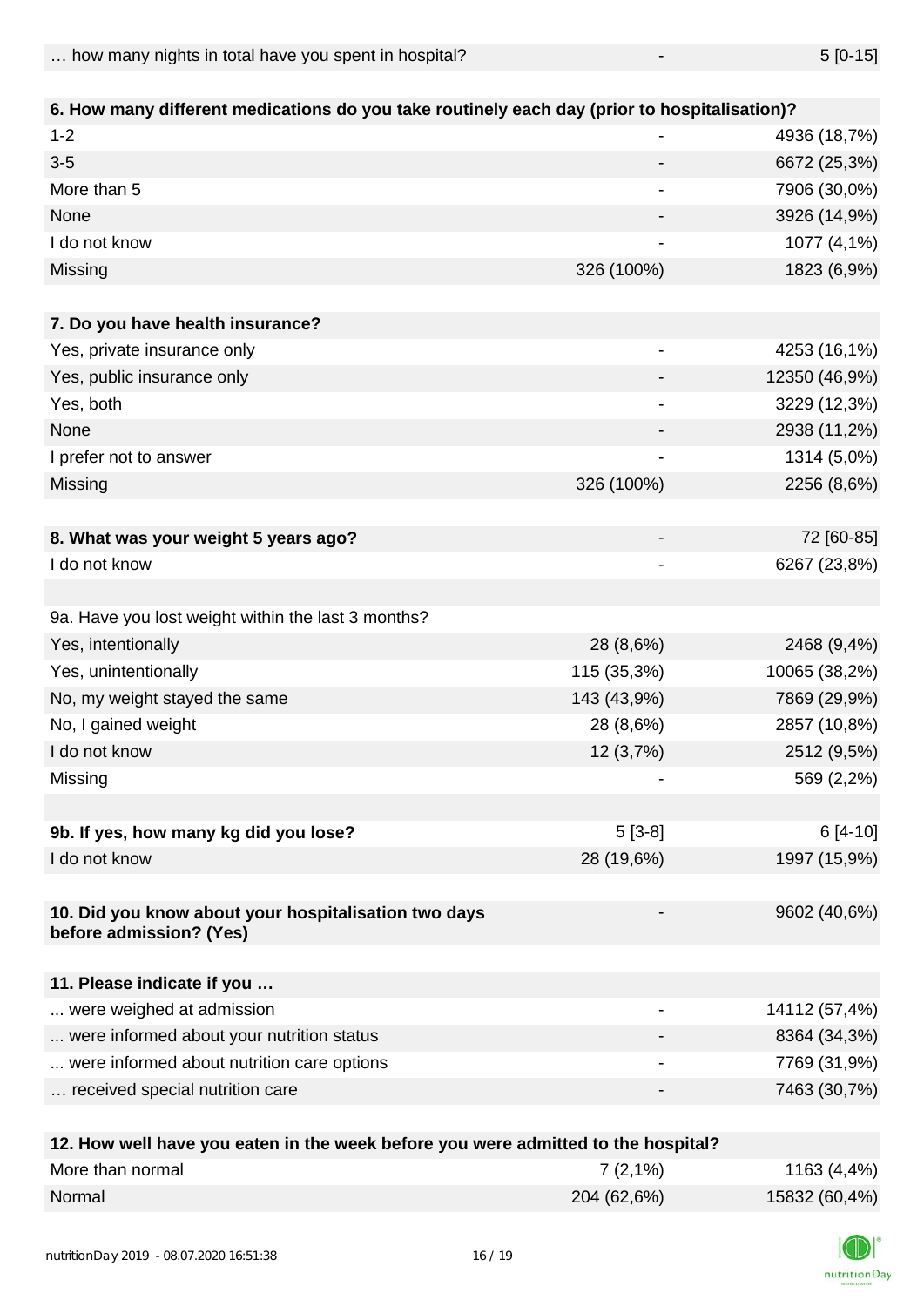| | | |
|---|---|---|
| … how many nights in total have you spent in hospital? | - | 5 [0-15] |

| **6. How many different medications do you take routinely each day (prior to hospitalisation)?** | | |
|---|---|---|
| 1-2 | - | 4936 (18,7%) |
| 3-5 | - | 6672 (25,3%) |
| More than 5 | - | 7906 (30,0%) |
| None | - | 3926 (14,9%) |
| I do not know | - | 1077 (4,1%) |
| Missing | 326 (100%) | 1823 (6,9%) |

| **7. Do you have health insurance?** | | |
|---|---|---|
| Yes, private insurance only | - | 4253 (16,1%) |
| Yes, public insurance only | - | 12350 (46,9%) |
| Yes, both | - | 3229 (12,3%) |
| None | - | 2938 (11,2%) |
| I prefer not to answer | - | 1314 (5,0%) |
| Missing | 326 (100%) | 2256 (8,6%) |

| **8. What was your weight 5 years ago?** | - | 72 [60-85] |
|---|---|---|
| I do not know | - | 6267 (23,8%) |

| 9a. Have you lost weight within the last 3 months? | | |
|---|---|---|
| Yes, intentionally | 28 (8,6%) | 2468 (9,4%) |
| Yes, unintentionally | 115 (35,3%) | 10065 (38,2%) |
| No, my weight stayed the same | 143 (43,9%) | 7869 (29,9%) |
| No, I gained weight | 28 (8,6%) | 2857 (10,8%) |
| I do not know | 12 (3,7%) | 2512 (9,5%) |
| Missing | - | 569 (2,2%) |

| **9b. If yes, how many kg did you lose?** | 5 [3-8] | 6 [4-10] |
|---|---|---|
| I do not know | 28 (19,6%) | 1997 (15,9%) |

| **10. Did you know about your hospitalisation two days before admission? (Yes)** | - | 9602 (40,6%) |
|---|---|---|

| **11. Please indicate if you …** | | |
|---|---|---|
| ... were weighed at admission | - | 14112 (57,4%) |
| ... were informed about your nutrition status | - | 8364 (34,3%) |
| ... were informed about nutrition care options | - | 7769 (31,9%) |
| … received special nutrition care | - | 7463 (30,7%) |

| **12. How well have you eaten in the week before you were admitted to the hospital?** | | |
|---|---|---|
| More than normal | 7 (2,1%) | 1163 (4,4%) |
| Normal | 204 (62,6%) | 15832 (60,4%) |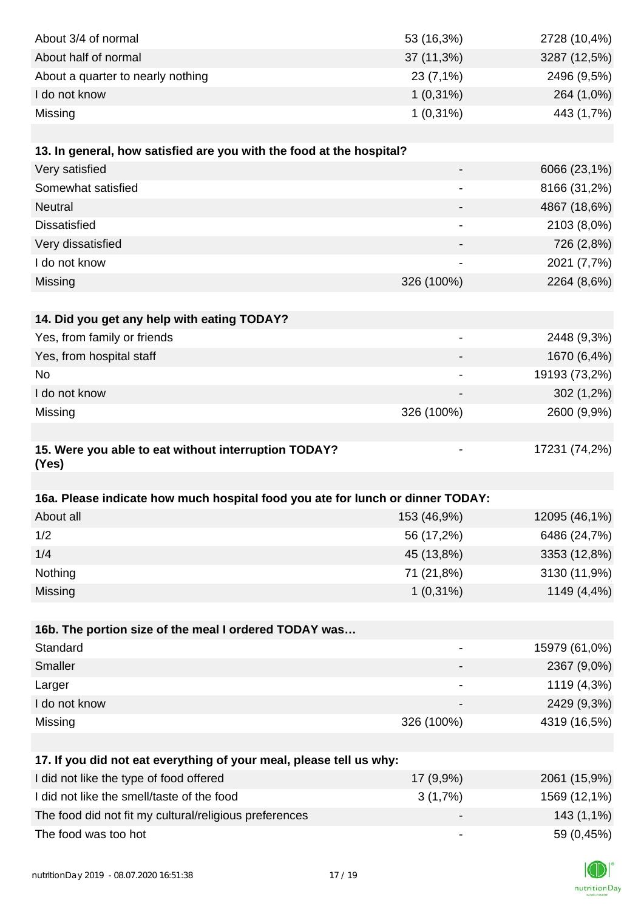| | | |
|---|---|---|
| About 3/4 of normal | 53 (16,3%) | 2728 (10,4%) |
| About half of normal | 37 (11,3%) | 3287 (12,5%) |
| About a quarter to nearly nothing | 23 (7,1%) | 2496 (9,5%) |
| I do not know | 1 (0,31%) | 264 (1,0%) |
| Missing | 1 (0,31%) | 443 (1,7%) |

| **13. In general, how satisfied are you with the food at the hospital?** | | |
|---|---|---|
| Very satisfied | - | 6066 (23,1%) |
| Somewhat satisfied | - | 8166 (31,2%) |
| Neutral | - | 4867 (18,6%) |
| Dissatisfied | - | 2103 (8,0%) |
| Very dissatisfied | - | 726 (2,8%) |
| I do not know | - | 2021 (7,7%) |
| Missing | 326 (100%) | 2264 (8,6%) |

| **14. Did you get any help with eating TODAY?** | | |
|---|---|---|
| Yes, from family or friends | - | 2448 (9,3%) |
| Yes, from hospital staff | - | 1670 (6,4%) |
| No | - | 19193 (73,2%) |
| I do not know | - | 302 (1,2%) |
| Missing | 326 (100%) | 2600 (9,9%) |

| | | |
|---|---|---|
| **15. Were you able to eat without interruption TODAY? (Yes)** | - | 17231 (74,2%) |

| **16a. Please indicate how much hospital food you ate for lunch or dinner TODAY:** | | |
|---|---|---|
| About all | 153 (46,9%) | 12095 (46,1%) |
| 1/2 | 56 (17,2%) | 6486 (24,7%) |
| 1/4 | 45 (13,8%) | 3353 (12,8%) |
| Nothing | 71 (21,8%) | 3130 (11,9%) |
| Missing | 1 (0,31%) | 1149 (4,4%) |

| **16b. The portion size of the meal I ordered TODAY was…** | | |
|---|---|---|
| Standard | - | 15979 (61,0%) |
| Smaller | - | 2367 (9,0%) |
| Larger | - | 1119 (4,3%) |
| I do not know | - | 2429 (9,3%) |
| Missing | 326 (100%) | 4319 (16,5%) |

| **17. If you did not eat everything of your meal, please tell us why:** | | |
|---|---|---|
| I did not like the type of food offered | 17 (9,9%) | 2061 (15,9%) |
| I did not like the smell/taste of the food | 3 (1,7%) | 1569 (12,1%) |
| The food did not fit my cultural/religious preferences | - | 143 (1,1%) |
| The food was too hot | - | 59 (0,45%) |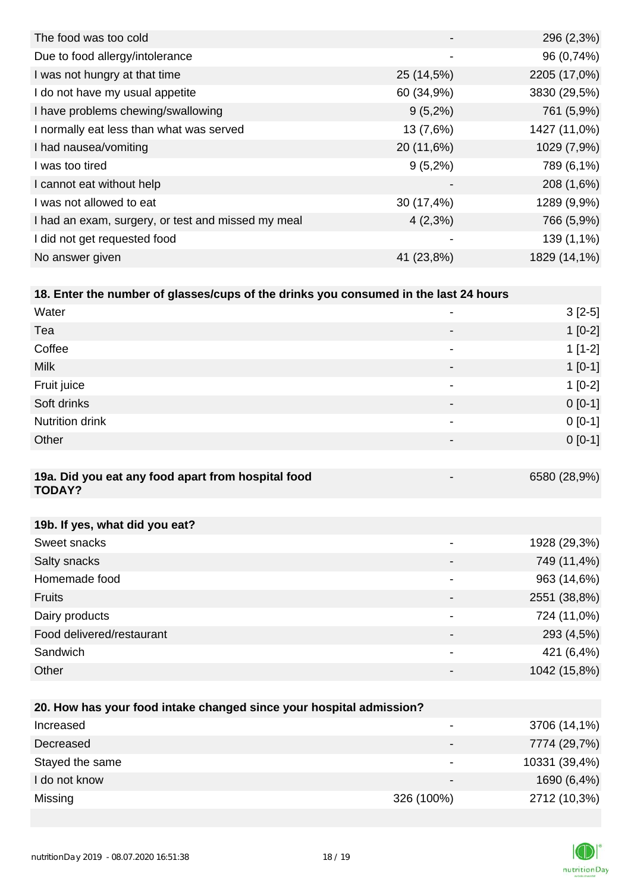| | | |
|---|---|---|
| The food was too cold | - | 296 (2,3%) |
| Due to food allergy/intolerance | - | 96 (0,74%) |
| I was not hungry at that time | 25 (14,5%) | 2205 (17,0%) |
| I do not have my usual appetite | 60 (34,9%) | 3830 (29,5%) |
| I have problems chewing/swallowing | 9 (5,2%) | 761 (5,9%) |
| I normally eat less than what was served | 13 (7,6%) | 1427 (11,0%) |
| I had nausea/vomiting | 20 (11,6%) | 1029 (7,9%) |
| I was too tired | 9 (5,2%) | 789 (6,1%) |
| I cannot eat without help | - | 208 (1,6%) |
| I was not allowed to eat | 30 (17,4%) | 1289 (9,9%) |
| I had an exam, surgery, or test and missed my meal | 4 (2,3%) | 766 (5,9%) |
| I did not get requested food | - | 139 (1,1%) |
| No answer given | 41 (23,8%) | 1829 (14,1%) |

| **18. Enter the number of glasses/cups of the drinks you consumed in the last 24 hours** | | |
|---|---|---|
| Water | - | 3 [2-5] |
| Tea | - | 1 [0-2] |
| Coffee | - | 1 [1-2] |
| Milk | - | 1 [0-1] |
| Fruit juice | - | 1 [0-2] |
| Soft drinks | - | 0 [0-1] |
| Nutrition drink | - | 0 [0-1] |
| Other | - | 0 [0-1] |

| **19a. Did you eat any food apart from hospital food TODAY?** | - | 6580 (28,9%) |
|---|---|---|

| **19b. If yes, what did you eat?** | | |
|---|---|---|
| Sweet snacks | - | 1928 (29,3%) |
| Salty snacks | - | 749 (11,4%) |
| Homemade food | - | 963 (14,6%) |
| Fruits | - | 2551 (38,8%) |
| Dairy products | - | 724 (11,0%) |
| Food delivered/restaurant | - | 293 (4,5%) |
| Sandwich | - | 421 (6,4%) |
| Other | - | 1042 (15,8%) |

| **20. How has your food intake changed since your hospital admission?** | | |
|---|---|---|
| Increased | - | 3706 (14,1%) |
| Decreased | - | 7774 (29,7%) |
| Stayed the same | - | 10331 (39,4%) |
| I do not know | - | 1690 (6,4%) |
| Missing | 326 (100%) | 2712 (10,3%) |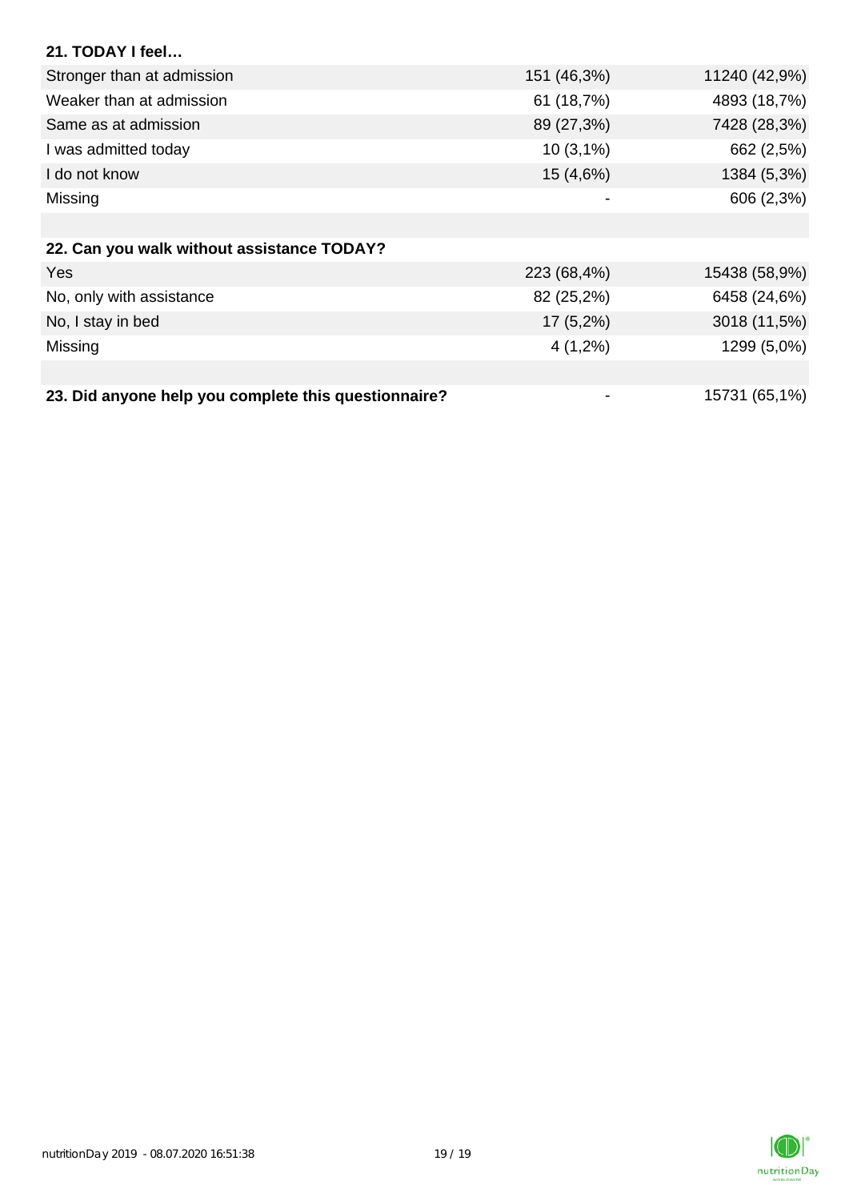| | | |
|---|---|---|
| **21. TODAY I feel…** | | |
| Stronger than at admission | 151 (46,3%) | 11240 (42,9%) |
| Weaker than at admission | 61 (18,7%) | 4893 (18,7%) |
| Same as at admission | 89 (27,3%) | 7428 (28,3%) |
| I was admitted today | 10 (3,1%) | 662 (2,5%) |
| I do not know | 15 (4,6%) | 1384 (5,3%) |
| Missing | - | 606 (2,3%) |
| | | |
| **22. Can you walk without assistance TODAY?** | | |
| Yes | 223 (68,4%) | 15438 (58,9%) |
| No, only with assistance | 82 (25,2%) | 6458 (24,6%) |
| No, I stay in bed | 17 (5,2%) | 3018 (11,5%) |
| Missing | 4 (1,2%) | 1299 (5,0%) |
| | | |
| **23. Did anyone help you complete this questionnaire?** | - | 15731 (65,1%) |